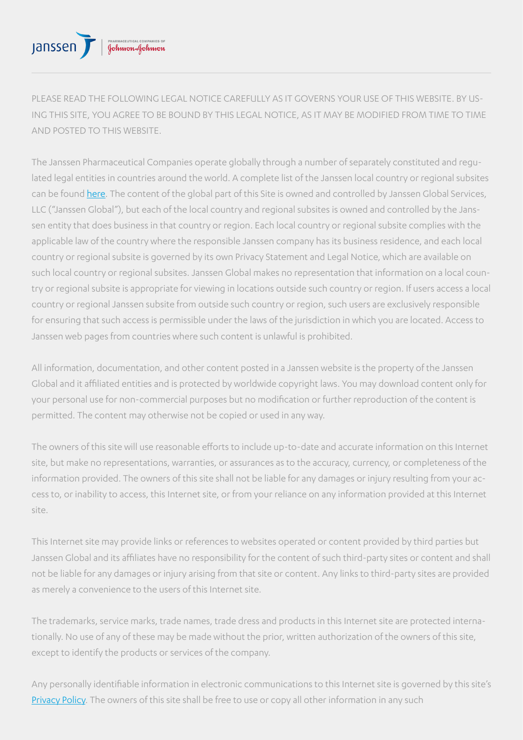PLEASE READ THE FOLLOWING LEGAL NOTICE CAREFULLY AS IT GOVERNS YOUR USE OF THIS WEBSITE. BY USING THIS SITE, YOU AGREE TO BE BOUND BY THIS LEGAL NOTICE, AS IT MAY BE MODIFIED FROM TIME TO TIME AND POSTED TO THIS WEBSITE.

The Janssen Pharmaceutical Companies operate globally through a number of separately constituted and regulated legal entities in countries around the world. A complete list of the Janssen local country or regional subsites can be found [here](). The content of the global part of this Site is owned and controlled by Janssen Global Services, LLC ("Janssen Global"), but each of the local country and regional subsites is owned and controlled by the Janssen entity that does business in that country or region. Each local country or regional subsite complies with the applicable law of the country where the responsible Janssen company has its business residence, and each local country or regional subsite is governed by its own Privacy Statement and Legal Notice, which are available on such local country or regional subsites. Janssen Global makes no representation that information on a local country or regional subsite is appropriate for viewing in locations outside such country or region. If users access a local country or regional Janssen subsite from outside such country or region, such users are exclusively responsible for ensuring that such access is permissible under the laws of the jurisdiction in which you are located. Access to Janssen web pages from countries where such content is unlawful is prohibited.

All information, documentation, and other content posted in a Janssen website is the property of the Janssen Global and it affiliated entities and is protected by worldwide copyright laws. You may download content only for your personal use for non-commercial purposes but no modification or further reproduction of the content is permitted. The content may otherwise not be copied or used in any way.

The owners of this site will use reasonable efforts to include up-to-date and accurate information on this Internet site, but make no representations, warranties, or assurances as to the accuracy, currency, or completeness of the information provided. The owners of this site shall not be liable for any damages or injury resulting from your access to, or inability to access, this Internet site, or from your reliance on any information provided at this Internet site.

This Internet site may provide links or references to websites operated or content provided by third parties but Janssen Global and its affiliates have no responsibility for the content of such third-party sites or content and shall not be liable for any damages or injury arising from that site or content. Any links to third-party sites are provided as merely a convenience to the users of this Internet site.

The trademarks, service marks, trade names, trade dress and products in this Internet site are protected internationally. No use of any of these may be made without the prior, written authorization of the owners of this site, except to identify the products or services of the company.

Any personally identifiable information in electronic communications to this Internet site is governed by this site's [Privacy Policy](). The owners of this site shall be free to use or copy all other information in any such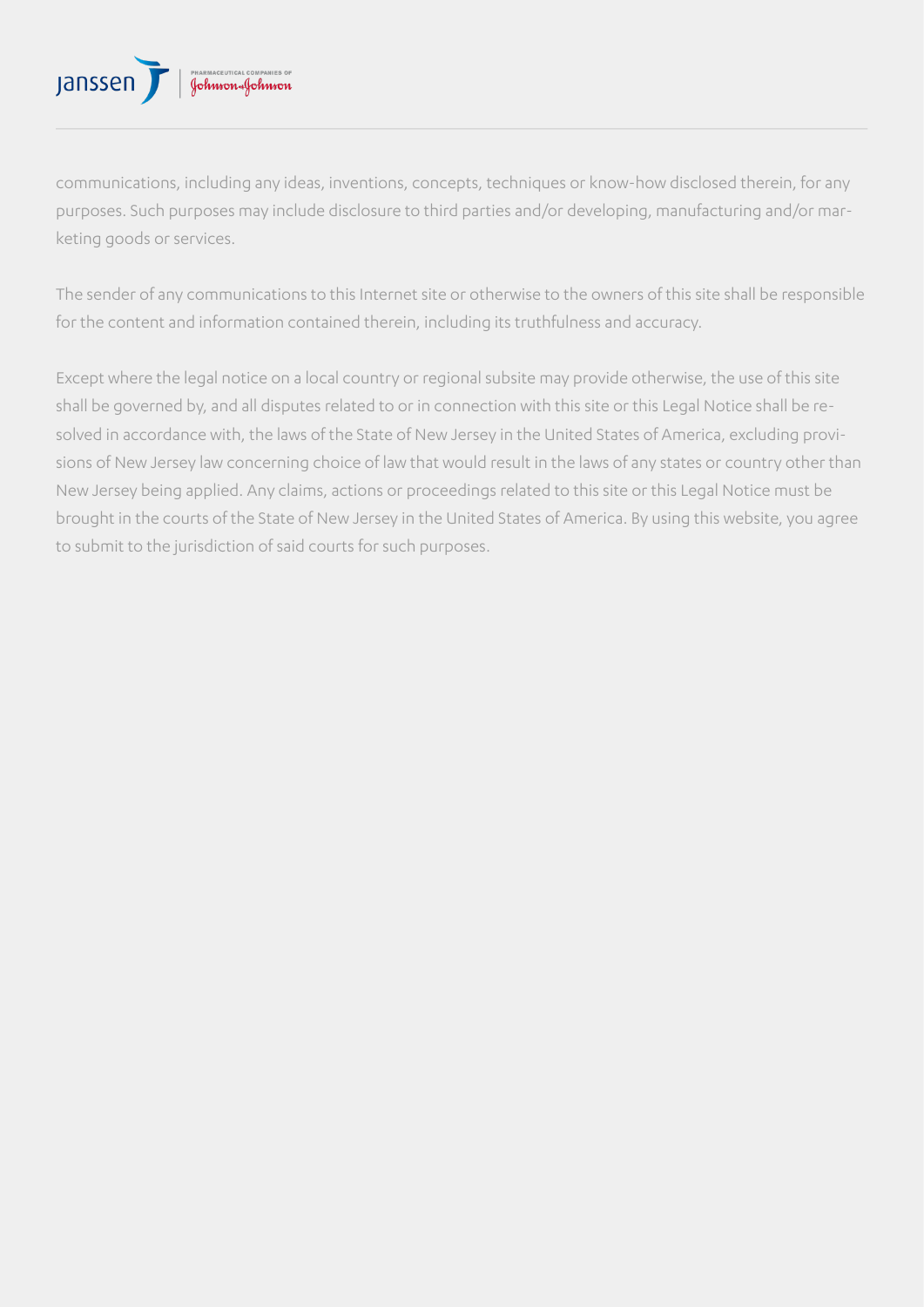communications, including any ideas, inventions, concepts, techniques or know-how disclosed therein, for any purposes. Such purposes may include disclosure to third parties and/or developing, manufacturing and/or marketing goods or services.

The sender of any communications to this Internet site or otherwise to the owners of this site shall be responsible for the content and information contained therein, including its truthfulness and accuracy.

Except where the legal notice on a local country or regional subsite may provide otherwise, the use of this site shall be governed by, and all disputes related to or in connection with this site or this Legal Notice shall be resolved in accordance with, the laws of the State of New Jersey in the United States of America, excluding provisions of New Jersey law concerning choice of law that would result in the laws of any states or country other than New Jersey being applied. Any claims, actions or proceedings related to this site or this Legal Notice must be brought in the courts of the State of New Jersey in the United States of America. By using this website, you agree to submit to the jurisdiction of said courts for such purposes.